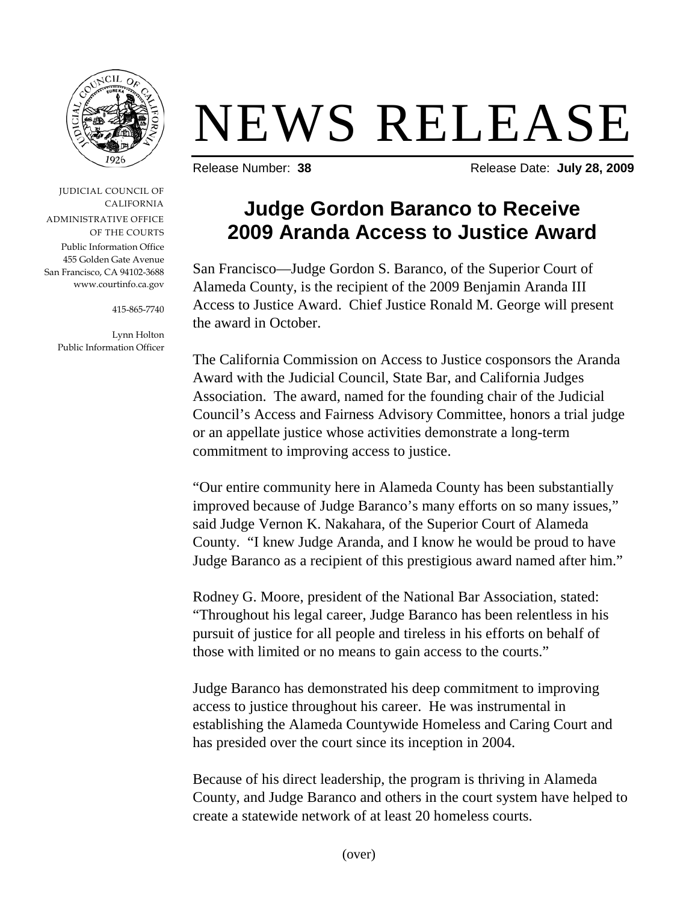# NEWS RELEASE

Release Number: **38** Release Date: **July 28, 2009**

JUDICIAL COUNCIL OF CALIFORNIA
ADMINISTRATIVE OFFICE OF THE COURTS
Public Information Office
455 Golden Gate Avenue
San Francisco, CA 94102-3688
www.courtinfo.ca.gov

415-865-7740

Lynn Holton
Public Information Officer

## Judge Gordon Baranco to Receive 2009 Aranda Access to Justice Award

San Francisco—Judge Gordon S. Baranco, of the Superior Court of Alameda County, is the recipient of the 2009 Benjamin Aranda III Access to Justice Award. Chief Justice Ronald M. George will present the award in October.

The California Commission on Access to Justice cosponsors the Aranda Award with the Judicial Council, State Bar, and California Judges Association. The award, named for the founding chair of the Judicial Council's Access and Fairness Advisory Committee, honors a trial judge or an appellate justice whose activities demonstrate a long-term commitment to improving access to justice.

"Our entire community here in Alameda County has been substantially improved because of Judge Baranco's many efforts on so many issues," said Judge Vernon K. Nakahara, of the Superior Court of Alameda County. "I knew Judge Aranda, and I know he would be proud to have Judge Baranco as a recipient of this prestigious award named after him."

Rodney G. Moore, president of the National Bar Association, stated: "Throughout his legal career, Judge Baranco has been relentless in his pursuit of justice for all people and tireless in his efforts on behalf of those with limited or no means to gain access to the courts."

Judge Baranco has demonstrated his deep commitment to improving access to justice throughout his career. He was instrumental in establishing the Alameda Countywide Homeless and Caring Court and has presided over the court since its inception in 2004.

Because of his direct leadership, the program is thriving in Alameda County, and Judge Baranco and others in the court system have helped to create a statewide network of at least 20 homeless courts.

(over)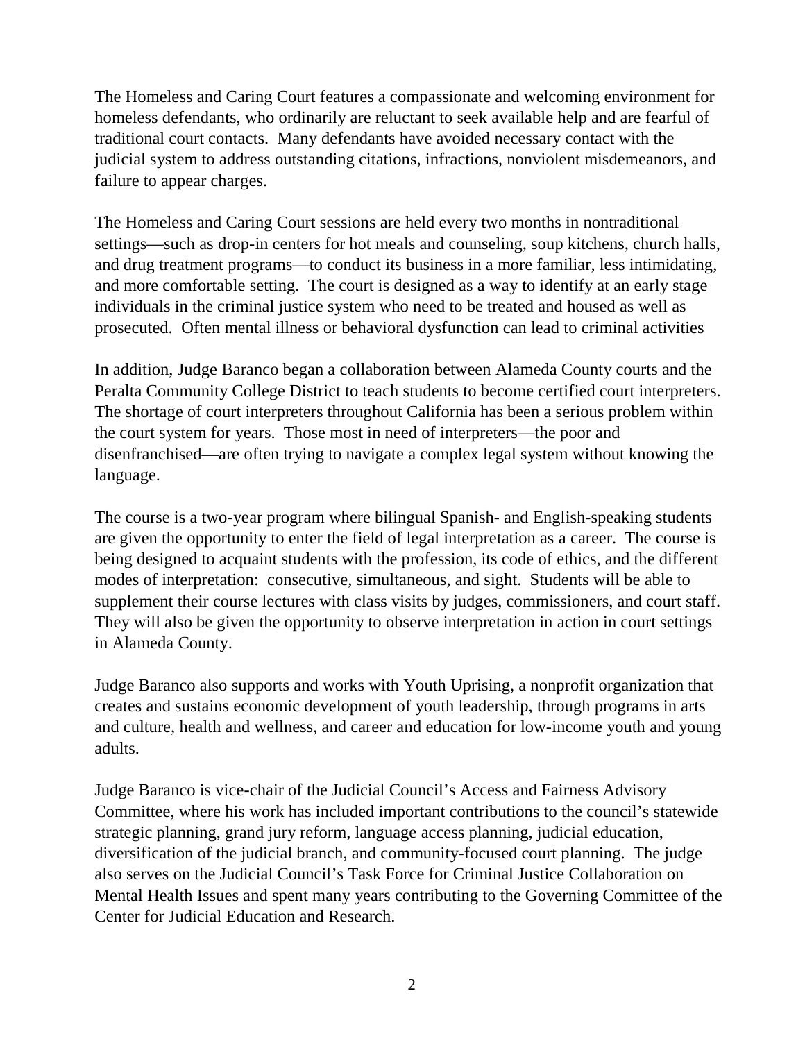The Homeless and Caring Court features a compassionate and welcoming environment for homeless defendants, who ordinarily are reluctant to seek available help and are fearful of traditional court contacts. Many defendants have avoided necessary contact with the judicial system to address outstanding citations, infractions, nonviolent misdemeanors, and failure to appear charges.

The Homeless and Caring Court sessions are held every two months in nontraditional settings—such as drop-in centers for hot meals and counseling, soup kitchens, church halls, and drug treatment programs—to conduct its business in a more familiar, less intimidating, and more comfortable setting. The court is designed as a way to identify at an early stage individuals in the criminal justice system who need to be treated and housed as well as prosecuted. Often mental illness or behavioral dysfunction can lead to criminal activities

In addition, Judge Baranco began a collaboration between Alameda County courts and the Peralta Community College District to teach students to become certified court interpreters. The shortage of court interpreters throughout California has been a serious problem within the court system for years. Those most in need of interpreters—the poor and disenfranchised—are often trying to navigate a complex legal system without knowing the language.

The course is a two-year program where bilingual Spanish- and English-speaking students are given the opportunity to enter the field of legal interpretation as a career. The course is being designed to acquaint students with the profession, its code of ethics, and the different modes of interpretation: consecutive, simultaneous, and sight. Students will be able to supplement their course lectures with class visits by judges, commissioners, and court staff. They will also be given the opportunity to observe interpretation in action in court settings in Alameda County.

Judge Baranco also supports and works with Youth Uprising, a nonprofit organization that creates and sustains economic development of youth leadership, through programs in arts and culture, health and wellness, and career and education for low-income youth and young adults.

Judge Baranco is vice-chair of the Judicial Council's Access and Fairness Advisory Committee, where his work has included important contributions to the council's statewide strategic planning, grand jury reform, language access planning, judicial education, diversification of the judicial branch, and community-focused court planning. The judge also serves on the Judicial Council's Task Force for Criminal Justice Collaboration on Mental Health Issues and spent many years contributing to the Governing Committee of the Center for Judicial Education and Research.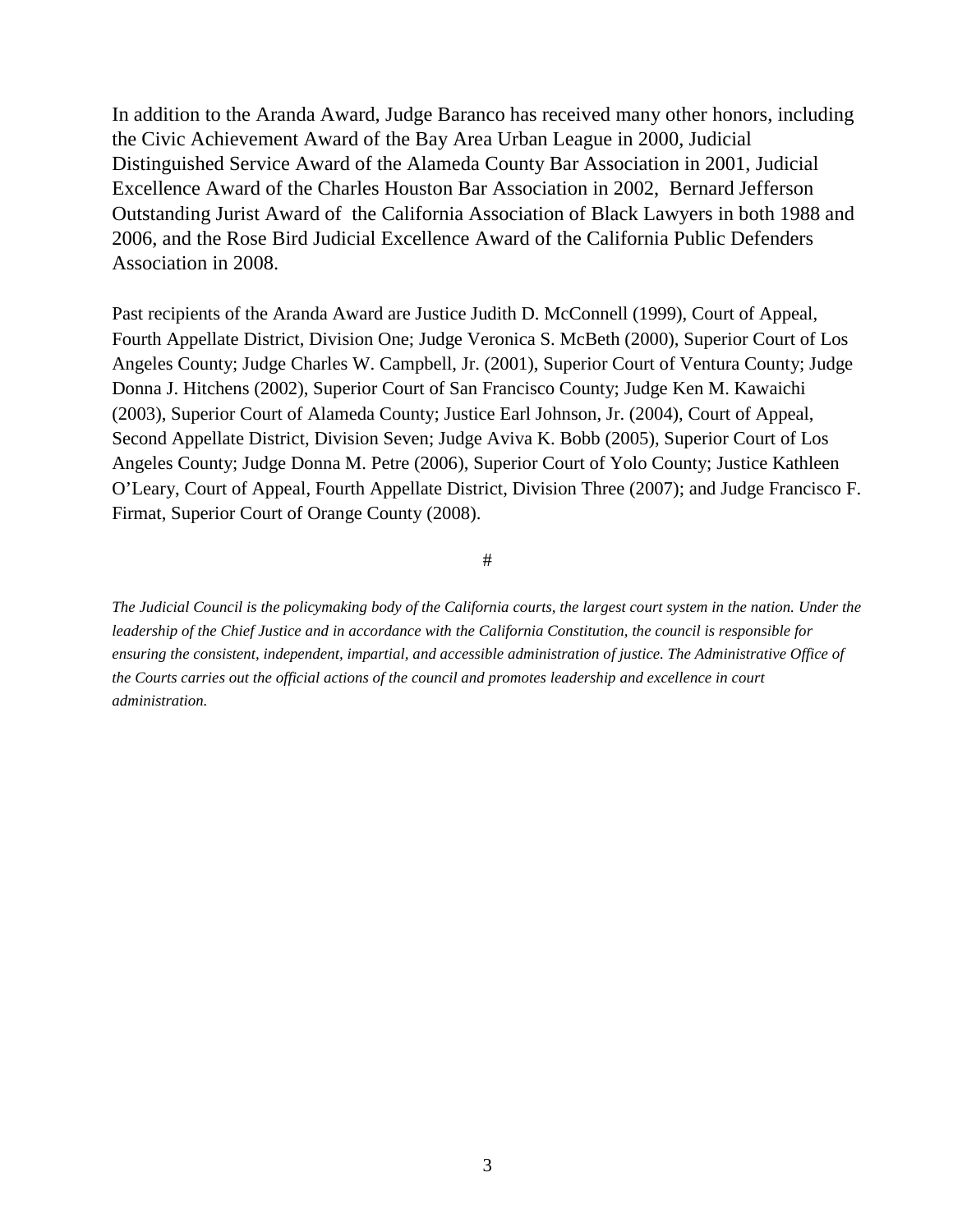In addition to the Aranda Award, Judge Baranco has received many other honors, including the Civic Achievement Award of the Bay Area Urban League in 2000, Judicial Distinguished Service Award of the Alameda County Bar Association in 2001, Judicial Excellence Award of the Charles Houston Bar Association in 2002, Bernard Jefferson Outstanding Jurist Award of the California Association of Black Lawyers in both 1988 and 2006, and the Rose Bird Judicial Excellence Award of the California Public Defenders Association in 2008.

Past recipients of the Aranda Award are Justice Judith D. McConnell (1999), Court of Appeal, Fourth Appellate District, Division One; Judge Veronica S. McBeth (2000), Superior Court of Los Angeles County; Judge Charles W. Campbell, Jr. (2001), Superior Court of Ventura County; Judge Donna J. Hitchens (2002), Superior Court of San Francisco County; Judge Ken M. Kawaichi (2003), Superior Court of Alameda County; Justice Earl Johnson, Jr. (2004), Court of Appeal, Second Appellate District, Division Seven; Judge Aviva K. Bobb (2005), Superior Court of Los Angeles County; Judge Donna M. Petre (2006), Superior Court of Yolo County; Justice Kathleen O'Leary, Court of Appeal, Fourth Appellate District, Division Three (2007); and Judge Francisco F. Firmat, Superior Court of Orange County (2008).

#

*The Judicial Council is the policymaking body of the California courts, the largest court system in the nation. Under the leadership of the Chief Justice and in accordance with the California Constitution, the council is responsible for ensuring the consistent, independent, impartial, and accessible administration of justice. The Administrative Office of the Courts carries out the official actions of the council and promotes leadership and excellence in court administration.*